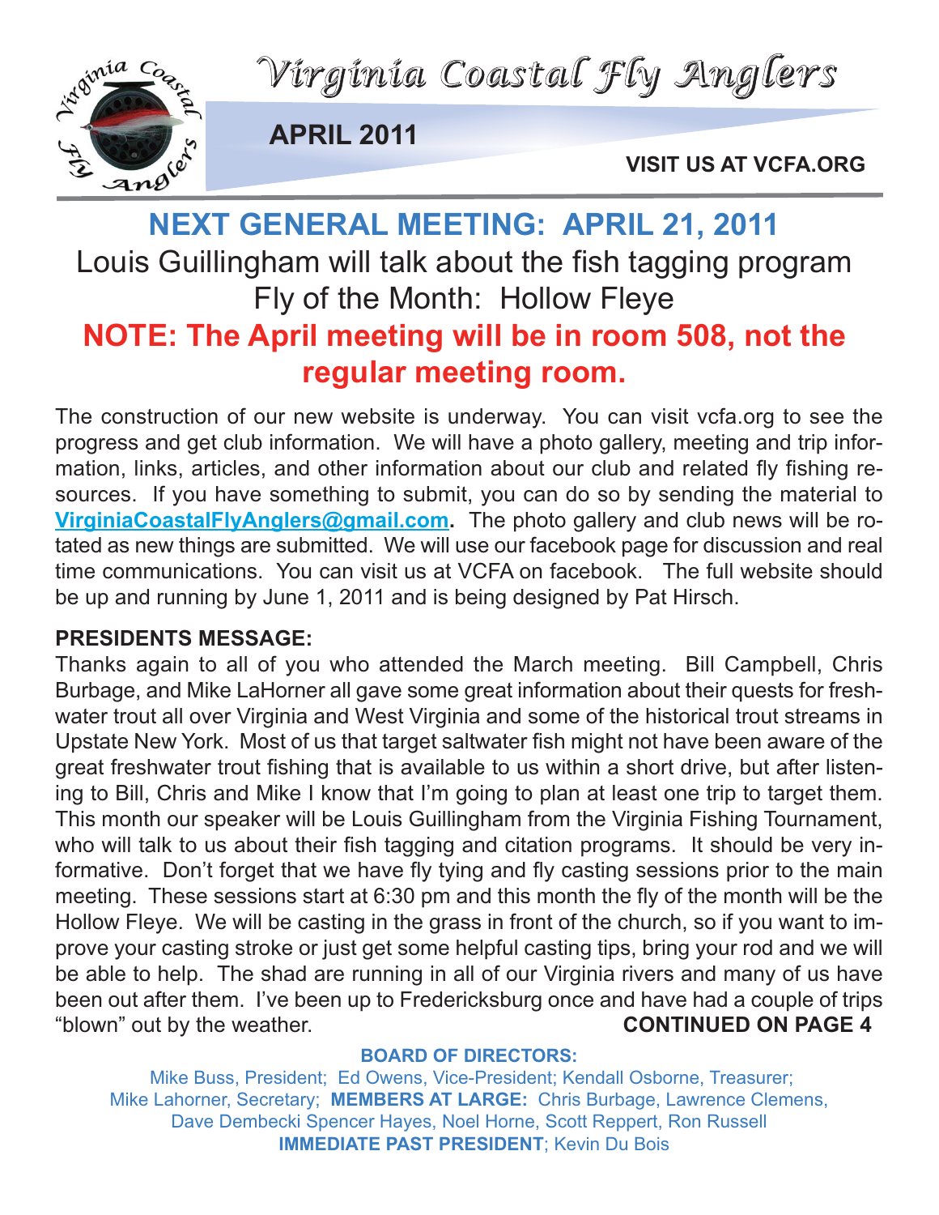# Virginia Coastal Fly Anglers

**APRIL 2011**

**VISIT US AT VCFA.ORG**

## NEXT GENERAL MEETING: APRIL 21, 2011

Louis Guillingham will talk about the fish tagging program

Fly of the Month: Hollow Fleye

**NOTE: The April meeting will be in room 508, not the regular meeting room.**

The construction of our new website is underway. You can visit vcfa.org to see the progress and get club information. We will have a photo gallery, meeting and trip information, links, articles, and other information about our club and related fly fishing resources. If you have something to submit, you can do so by sending the material to **VirginiaCoastalFlyAnglers@gmail.com.** The photo gallery and club news will be rotated as new things are submitted. We will use our facebook page for discussion and real time communications. You can visit us at VCFA on facebook. The full website should be up and running by June 1, 2011 and is being designed by Pat Hirsch.

**PRESIDENTS MESSAGE:**

Thanks again to all of you who attended the March meeting. Bill Campbell, Chris Burbage, and Mike LaHorner all gave some great information about their quests for freshwater trout all over Virginia and West Virginia and some of the historical trout streams in Upstate New York. Most of us that target saltwater fish might not have been aware of the great freshwater trout fishing that is available to us within a short drive, but after listening to Bill, Chris and Mike I know that I'm going to plan at least one trip to target them. This month our speaker will be Louis Guillingham from the Virginia Fishing Tournament, who will talk to us about their fish tagging and citation programs. It should be very informative. Don't forget that we have fly tying and fly casting sessions prior to the main meeting. These sessions start at 6:30 pm and this month the fly of the month will be the Hollow Fleye. We will be casting in the grass in front of the church, so if you want to improve your casting stroke or just get some helpful casting tips, bring your rod and we will be able to help. The shad are running in all of our Virginia rivers and many of us have been out after them. I've been up to Fredericksburg once and have had a couple of trips "blown" out by the weather. **CONTINUED ON PAGE 4**

**BOARD OF DIRECTORS:**

Mike Buss, President; Ed Owens, Vice-President; Kendall Osborne, Treasurer; Mike Lahorner, Secretary; **MEMBERS AT LARGE:** Chris Burbage, Lawrence Clemens, Dave Dembecki Spencer Hayes, Noel Horne, Scott Reppert, Ron Russell
**IMMEDIATE PAST PRESIDENT**; Kevin Du Bois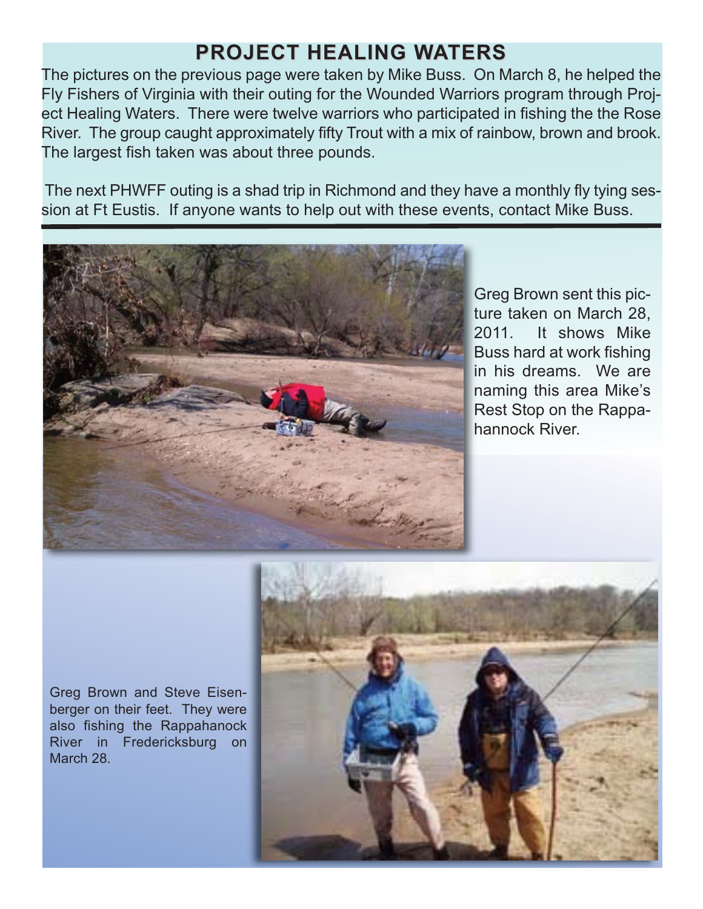# PROJECT HEALING WATERS

The pictures on the previous page were taken by Mike Buss. On March 8, he helped the Fly Fishers of Virginia with their outing for the Wounded Warriors program through Project Healing Waters. There were twelve warriors who participated in fishing the the Rose River. The group caught approximately fifty Trout with a mix of rainbow, brown and brook. The largest fish taken was about three pounds.

The next PHWFF outing is a shad trip in Richmond and they have a monthly fly tying session at Ft Eustis. If anyone wants to help out with these events, contact Mike Buss.

---

Greg Brown sent this picture taken on March 28, 2011. It shows Mike Buss hard at work fishing in his dreams. We are naming this area Mike's Rest Stop on the Rappahannock River.

Greg Brown and Steve Eisenberger on their feet. They were also fishing the Rappahanock River in Fredericksburg on March 28.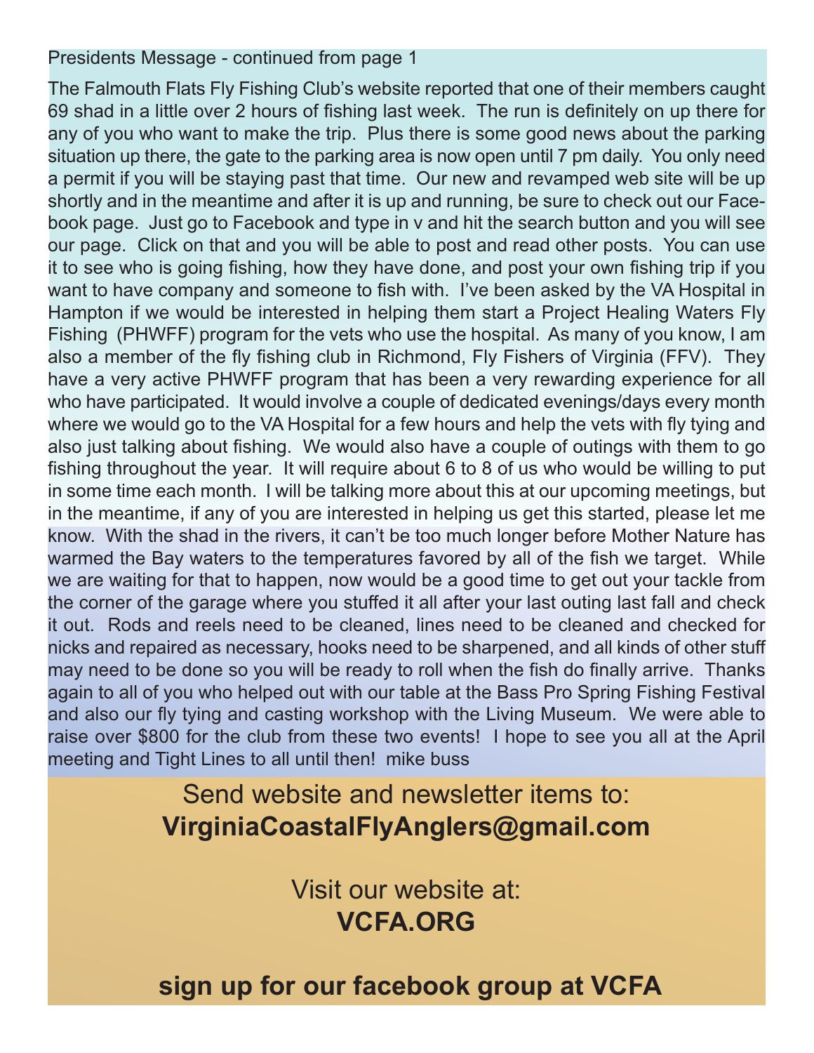Presidents Message - continued from page 1

The Falmouth Flats Fly Fishing Club's website reported that one of their members caught 69 shad in a little over 2 hours of fishing last week. The run is definitely on up there for any of you who want to make the trip. Plus there is some good news about the parking situation up there, the gate to the parking area is now open until 7 pm daily. You only need a permit if you will be staying past that time. Our new and revamped web site will be up shortly and in the meantime and after it is up and running, be sure to check out our Facebook page. Just go to Facebook and type in v and hit the search button and you will see our page. Click on that and you will be able to post and read other posts. You can use it to see who is going fishing, how they have done, and post your own fishing trip if you want to have company and someone to fish with. I've been asked by the VA Hospital in Hampton if we would be interested in helping them start a Project Healing Waters Fly Fishing (PHWFF) program for the vets who use the hospital. As many of you know, I am also a member of the fly fishing club in Richmond, Fly Fishers of Virginia (FFV). They have a very active PHWFF program that has been a very rewarding experience for all who have participated. It would involve a couple of dedicated evenings/days every month where we would go to the VA Hospital for a few hours and help the vets with fly tying and also just talking about fishing. We would also have a couple of outings with them to go fishing throughout the year. It will require about 6 to 8 of us who would be willing to put in some time each month. I will be talking more about this at our upcoming meetings, but in the meantime, if any of you are interested in helping us get this started, please let me know. With the shad in the rivers, it can't be too much longer before Mother Nature has warmed the Bay waters to the temperatures favored by all of the fish we target. While we are waiting for that to happen, now would be a good time to get out your tackle from the corner of the garage where you stuffed it all after your last outing last fall and check it out. Rods and reels need to be cleaned, lines need to be cleaned and checked for nicks and repaired as necessary, hooks need to be sharpened, and all kinds of other stuff may need to be done so you will be ready to roll when the fish do finally arrive. Thanks again to all of you who helped out with our table at the Bass Pro Spring Fishing Festival and also our fly tying and casting workshop with the Living Museum. We were able to raise over $800 for the club from these two events! I hope to see you all at the April meeting and Tight Lines to all until then! mike buss

Send website and newsletter items to:
**VirginiaCoastalFlyAnglers@gmail.com**

Visit our website at:
**VCFA.ORG**

**sign up for our facebook group at VCFA**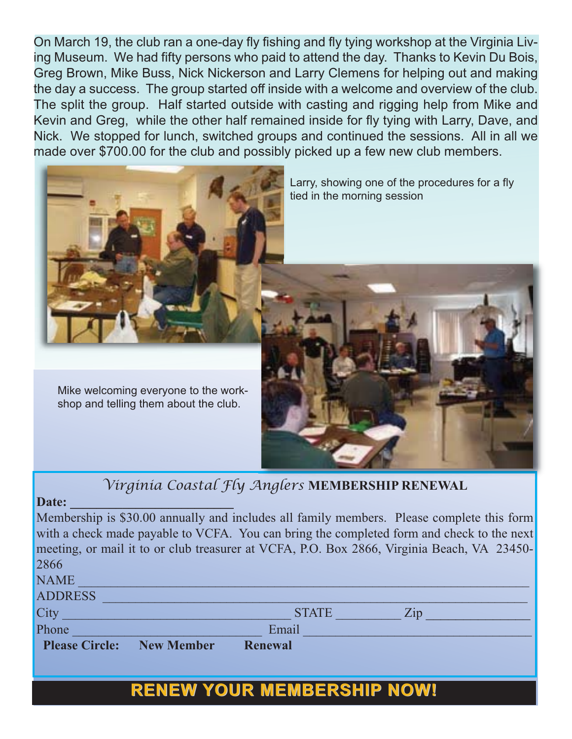On March 19, the club ran a one-day fly fishing and fly tying workshop at the Virginia Living Museum. We had fifty persons who paid to attend the day. Thanks to Kevin Du Bois, Greg Brown, Mike Buss, Nick Nickerson and Larry Clemens for helping out and making the day a success. The group started off inside with a welcome and overview of the club. The split the group. Half started outside with casting and rigging help from Mike and Kevin and Greg, while the other half remained inside for fly tying with Larry, Dave, and Nick. We stopped for lunch, switched groups and continued the sessions. All in all we made over $700.00 for the club and possibly picked up a few new club members.

Larry, showing one of the procedures for a fly tied in the morning session

Mike welcoming everyone to the workshop and telling them about the club.

## *Virginia Coastal Fly Anglers* MEMBERSHIP RENEWAL

**Date: ________________________**

Membership is $30.00 annually and includes all family members. Please complete this form with a check made payable to VCFA. You can bring the completed form and check to the next meeting, or mail it to or club treasurer at VCFA, P.O. Box 2866, Virginia Beach, VA 23450-2866

NAME ____________________________________________________________

ADDRESS _________________________________________________________

City ________________________________ STATE _________ Zip _______________

Phone ___________________________ Email ________________________________

**Please Circle: New Member Renewal**

**RENEW YOUR MEMBERSHIP NOW!**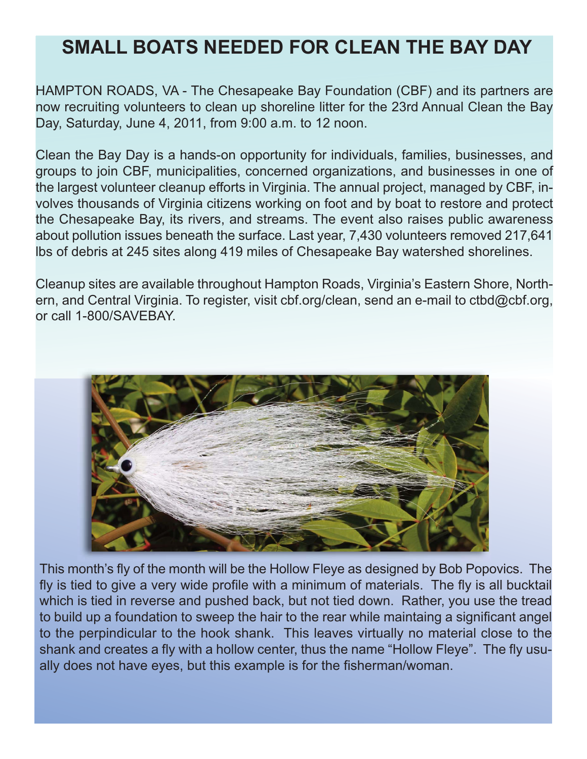# SMALL BOATS NEEDED FOR CLEAN THE BAY DAY

HAMPTON ROADS, VA - The Chesapeake Bay Foundation (CBF) and its partners are now recruiting volunteers to clean up shoreline litter for the 23rd Annual Clean the Bay Day, Saturday, June 4, 2011, from 9:00 a.m. to 12 noon.

Clean the Bay Day is a hands-on opportunity for individuals, families, businesses, and groups to join CBF, municipalities, concerned organizations, and businesses in one of the largest volunteer cleanup efforts in Virginia. The annual project, managed by CBF, involves thousands of Virginia citizens working on foot and by boat to restore and protect the Chesapeake Bay, its rivers, and streams. The event also raises public awareness about pollution issues beneath the surface. Last year, 7,430 volunteers removed 217,641 lbs of debris at 245 sites along 419 miles of Chesapeake Bay watershed shorelines.

Cleanup sites are available throughout Hampton Roads, Virginia's Eastern Shore, Northern, and Central Virginia. To register, visit cbf.org/clean, send an e-mail to ctbd@cbf.org, or call 1-800/SAVEBAY.

This month's fly of the month will be the Hollow Fleye as designed by Bob Popovics. The fly is tied to give a very wide profile with a minimum of materials. The fly is all bucktail which is tied in reverse and pushed back, but not tied down. Rather, you use the tread to build up a foundation to sweep the hair to the rear while maintaing a significant angel to the perpindicular to the hook shank. This leaves virtually no material close to the shank and creates a fly with a hollow center, thus the name "Hollow Fleye". The fly usually does not have eyes, but this example is for the fisherman/woman.